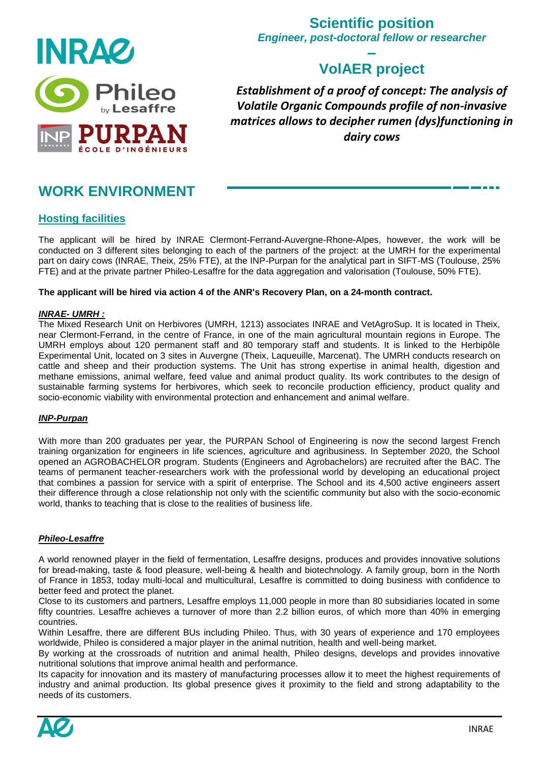# Scientific position

***Engineer, post-doctoral fellow or researcher***

**–**

# VolAER project

***Establishment of a proof of concept: The analysis of Volatile Organic Compounds profile of non-invasive matrices allows to decipher rumen (dys)functioning in dairy cows***

## WORK ENVIRONMENT

### Hosting facilities

The applicant will be hired by INRAE Clermont-Ferrand-Auvergne-Rhone-Alpes, however, the work will be conducted on 3 different sites belonging to each of the partners of the project: at the UMRH for the experimental part on dairy cows (INRAE, Theix, 25% FTE), at the INP-Purpan for the analytical part in SIFT-MS (Toulouse, 25% FTE) and at the private partner Phileo-Lesaffre for the data aggregation and valorisation (Toulouse, 50% FTE).

**The applicant will be hired via action 4 of the ANR's Recovery Plan, on a 24-month contract.**

***INRAE- UMRH :***

The Mixed Research Unit on Herbivores (UMRH, 1213) associates INRAE and VetAgroSup. It is located in Theix, near Clermont-Ferrand, in the centre of France, in one of the main agricultural mountain regions in Europe. The UMRH employs about 120 permanent staff and 80 temporary staff and students. It is linked to the Herbipôle Experimental Unit, located on 3 sites in Auvergne (Theix, Laqueuille, Marcenat). The UMRH conducts research on cattle and sheep and their production systems. The Unit has strong expertise in animal health, digestion and methane emissions, animal welfare, feed value and animal product quality. Its work contributes to the design of sustainable farming systems for herbivores, which seek to reconcile production efficiency, product quality and socio-economic viability with environmental protection and enhancement and animal welfare.

***INP-Purpan***

With more than 200 graduates per year, the PURPAN School of Engineering is now the second largest French training organization for engineers in life sciences, agriculture and agribusiness. In September 2020, the School opened an AGROBACHELOR program. Students (Engineers and Agrobachelors) are recruited after the BAC. The teams of permanent teacher-researchers work with the professional world by developing an educational project that combines a passion for service with a spirit of enterprise. The School and its 4,500 active engineers assert their difference through a close relationship not only with the scientific community but also with the socio-economic world, thanks to teaching that is close to the realities of business life.

***Phileo-Lesaffre***

A world renowned player in the field of fermentation, Lesaffre designs, produces and provides innovative solutions for bread-making, taste & food pleasure, well-being & health and biotechnology. A family group, born in the North of France in 1853, today multi-local and multicultural, Lesaffre is committed to doing business with confidence to better feed and protect the planet.

Close to its customers and partners, Lesaffre employs 11,000 people in more than 80 subsidiaries located in some fifty countries. Lesaffre achieves a turnover of more than 2.2 billion euros, of which more than 40% in emerging countries.

Within Lesaffre, there are different BUs including Phileo. Thus, with 30 years of experience and 170 employees worldwide, Phileo is considered a major player in the animal nutrition, health and well-being market.

By working at the crossroads of nutrition and animal health, Phileo designs, develops and provides innovative nutritional solutions that improve animal health and performance.

Its capacity for innovation and its mastery of manufacturing processes allow it to meet the highest requirements of industry and animal production. Its global presence gives it proximity to the field and strong adaptability to the needs of its customers.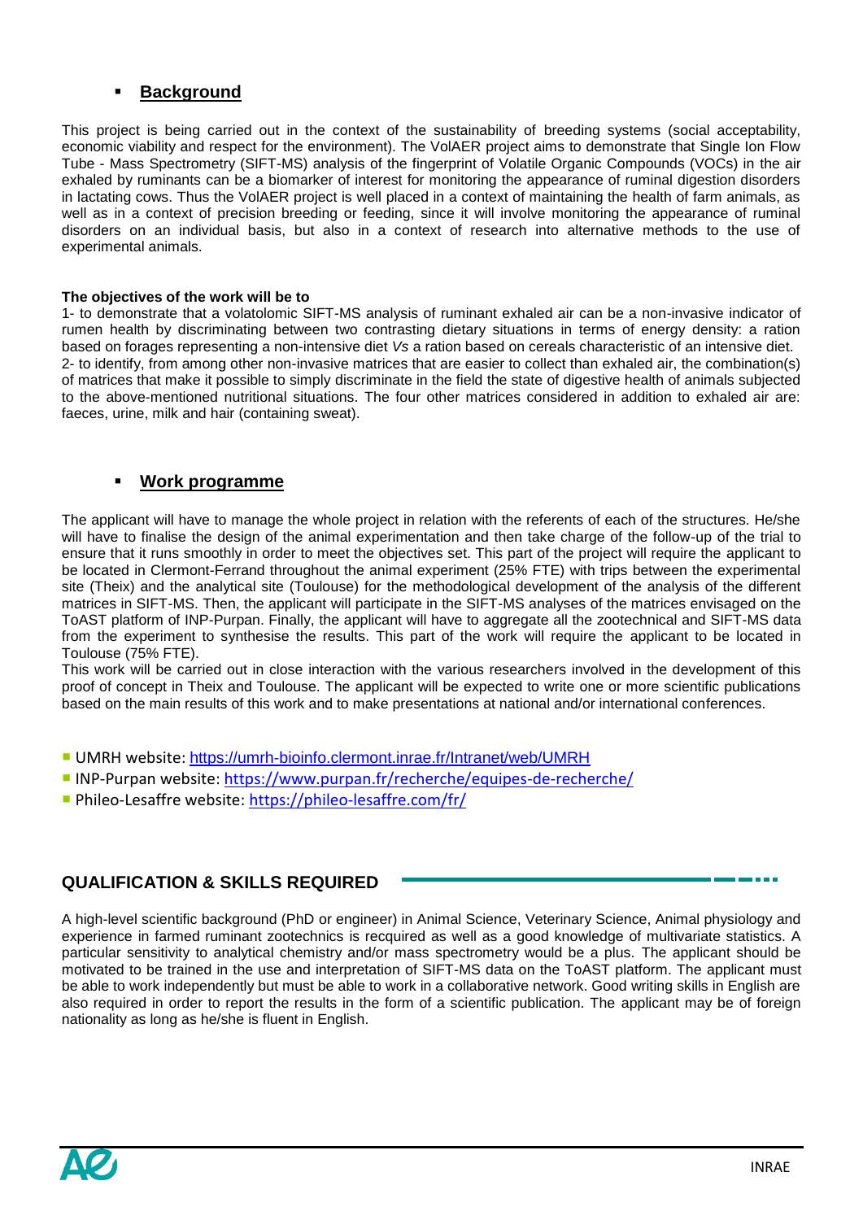- **Background**

This project is being carried out in the context of the sustainability of breeding systems (social acceptability, economic viability and respect for the environment). The VolAER project aims to demonstrate that Single Ion Flow Tube - Mass Spectrometry (SIFT-MS) analysis of the fingerprint of Volatile Organic Compounds (VOCs) in the air exhaled by ruminants can be a biomarker of interest for monitoring the appearance of ruminal digestion disorders in lactating cows. Thus the VolAER project is well placed in a context of maintaining the health of farm animals, as well as in a context of precision breeding or feeding, since it will involve monitoring the appearance of ruminal disorders on an individual basis, but also in a context of research into alternative methods to the use of experimental animals.

**The objectives of the work will be to**

1- to demonstrate that a volatolomic SIFT-MS analysis of ruminant exhaled air can be a non-invasive indicator of rumen health by discriminating between two contrasting dietary situations in terms of energy density: a ration based on forages representing a non-intensive diet *Vs* a ration based on cereals characteristic of an intensive diet.
2- to identify, from among other non-invasive matrices that are easier to collect than exhaled air, the combination(s) of matrices that make it possible to simply discriminate in the field the state of digestive health of animals subjected to the above-mentioned nutritional situations. The four other matrices considered in addition to exhaled air are: faeces, urine, milk and hair (containing sweat).

- **Work programme**

The applicant will have to manage the whole project in relation with the referents of each of the structures. He/she will have to finalise the design of the animal experimentation and then take charge of the follow-up of the trial to ensure that it runs smoothly in order to meet the objectives set. This part of the project will require the applicant to be located in Clermont-Ferrand throughout the animal experiment (25% FTE) with trips between the experimental site (Theix) and the analytical site (Toulouse) for the methodological development of the analysis of the different matrices in SIFT-MS. Then, the applicant will participate in the SIFT-MS analyses of the matrices envisaged on the ToAST platform of INP-Purpan. Finally, the applicant will have to aggregate all the zootechnical and SIFT-MS data from the experiment to synthesise the results. This part of the work will require the applicant to be located in Toulouse (75% FTE).
This work will be carried out in close interaction with the various researchers involved in the development of this proof of concept in Theix and Toulouse. The applicant will be expected to write one or more scientific publications based on the main results of this work and to make presentations at national and/or international conferences.

- UMRH website: https://umrh-bioinfo.clermont.inrae.fr/Intranet/web/UMRH
- INP-Purpan website: https://www.purpan.fr/recherche/equipes-de-recherche/
- Phileo-Lesaffre website: https://phileo-lesaffre.com/fr/

## QUALIFICATION & SKILLS REQUIRED

A high-level scientific background (PhD or engineer) in Animal Science, Veterinary Science, Animal physiology and experience in farmed ruminant zootechnics is recquired as well as a good knowledge of multivariate statistics. A particular sensitivity to analytical chemistry and/or mass spectrometry would be a plus. The applicant should be motivated to be trained in the use and interpretation of SIFT-MS data on the ToAST platform. The applicant must be able to work independently but must be able to work in a collaborative network. Good writing skills in English are also required in order to report the results in the form of a scientific publication. The applicant may be of foreign nationality as long as he/she is fluent in English.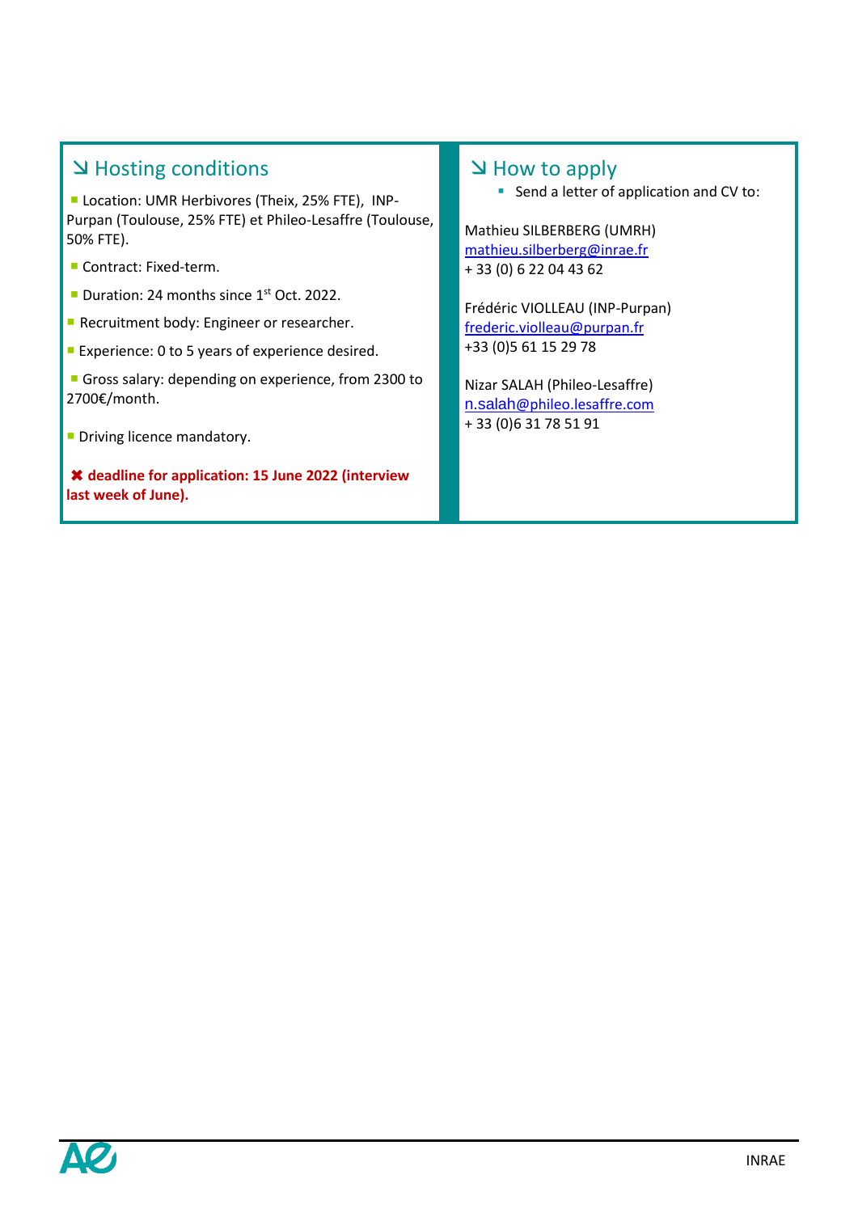## ↘ Hosting conditions

- Location: UMR Herbivores (Theix, 25% FTE), INP-Purpan (Toulouse, 25% FTE) et Phileo-Lesaffre (Toulouse, 50% FTE).
- Contract: Fixed-term.
- Duration: 24 months since 1st Oct. 2022.
- Recruitment body: Engineer or researcher.
- Experience: 0 to 5 years of experience desired.
- Gross salary: depending on experience, from 2300 to 2700€/month.
- Driving licence mandatory.

✖ **deadline for application: 15 June 2022 (interview last week of June).**

## ↘ How to apply

- Send a letter of application and CV to:

Mathieu SILBERBERG (UMRH)
mathieu.silberberg@inrae.fr
+ 33 (0) 6 22 04 43 62

Frédéric VIOLLEAU (INP-Purpan)
frederic.violleau@purpan.fr
+33 (0)5 61 15 29 78

Nizar SALAH (Phileo-Lesaffre)
n.salah@phileo.lesaffre.com
+ 33 (0)6 31 78 51 91